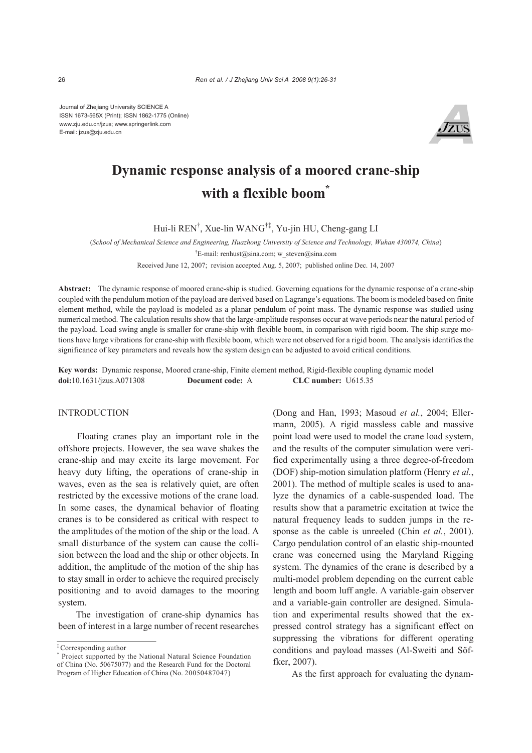Journal of Zhejiang University SCIENCE A
ISSN 1673-565X (Print); ISSN 1862-1775 (Online)
www.zju.edu.cn/jzus; www.springerlink.com
E-mail: jzus@zju.edu.cn

# Dynamic response analysis of a moored crane-ship with a flexible boom*

Hui-li REN[†], Xue-lin WANG[†‡], Yu-jin HU, Cheng-gang LI

(*School of Mechanical Science and Engineering, Huazhong University of Science and Technology, Wuhan 430074, China*)

[†]E-mail: renhust@sina.com; w_steven@sina.com

Received June 12, 2007; revision accepted Aug. 5, 2007; published online Dec. 14, 2007

**Abstract:** The dynamic response of moored crane-ship is studied. Governing equations for the dynamic response of a crane-ship coupled with the pendulum motion of the payload are derived based on Lagrange's equations. The boom is modeled based on finite element method, while the payload is modeled as a planar pendulum of point mass. The dynamic response was studied using numerical method. The calculation results show that the large-amplitude responses occur at wave periods near the natural period of the payload. Load swing angle is smaller for crane-ship with flexible boom, in comparison with rigid boom. The ship surge motions have large vibrations for crane-ship with flexible boom, which were not observed for a rigid boom. The analysis identifies the significance of key parameters and reveals how the system design can be adjusted to avoid critical conditions.

**Key words:** Dynamic response, Moored crane-ship, Finite element method, Rigid-flexible coupling dynamic model
**doi:**10.1631/jzus.A071308 **Document code:** A **CLC number:** U615.35

## INTRODUCTION

Floating cranes play an important role in the offshore projects. However, the sea wave shakes the crane-ship and may excite its large movement. For heavy duty lifting, the operations of crane-ship in waves, even as the sea is relatively quiet, are often restricted by the excessive motions of the crane load. In some cases, the dynamical behavior of floating cranes is to be considered as critical with respect to the amplitudes of the motion of the ship or the load. A small disturbance of the system can cause the collision between the load and the ship or other objects. In addition, the amplitude of the motion of the ship has to stay small in order to achieve the required precisely positioning and to avoid damages to the mooring system.

The investigation of crane-ship dynamics has been of interest in a large number of recent researches (Dong and Han, 1993; Masoud *et al.*, 2004; Ellermann, 2005). A rigid massless cable and massive point load were used to model the crane load system, and the results of the computer simulation were verified experimentally using a three degree-of-freedom (DOF) ship-motion simulation platform (Henry *et al.*, 2001). The method of multiple scales is used to analyze the dynamics of a cable-suspended load. The results show that a parametric excitation at twice the natural frequency leads to sudden jumps in the response as the cable is unreeled (Chin *et al.*, 2001). Cargo pendulation control of an elastic ship-mounted crane was concerned using the Maryland Rigging system. The dynamics of the crane is described by a multi-model problem depending on the current cable length and boom luff angle. A variable-gain observer and a variable-gain controller are designed. Simulation and experimental results showed that the expressed control strategy has a significant effect on suppressing the vibrations for different operating conditions and payload masses (Al-Sweiti and Söffker, 2007).

As the first approach for evaluating the dynam-

---

‡ Corresponding author
\* Project supported by the National Natural Science Foundation of China (No. 50675077) and the Research Fund for the Doctoral Program of Higher Education of China (No. 20050487047)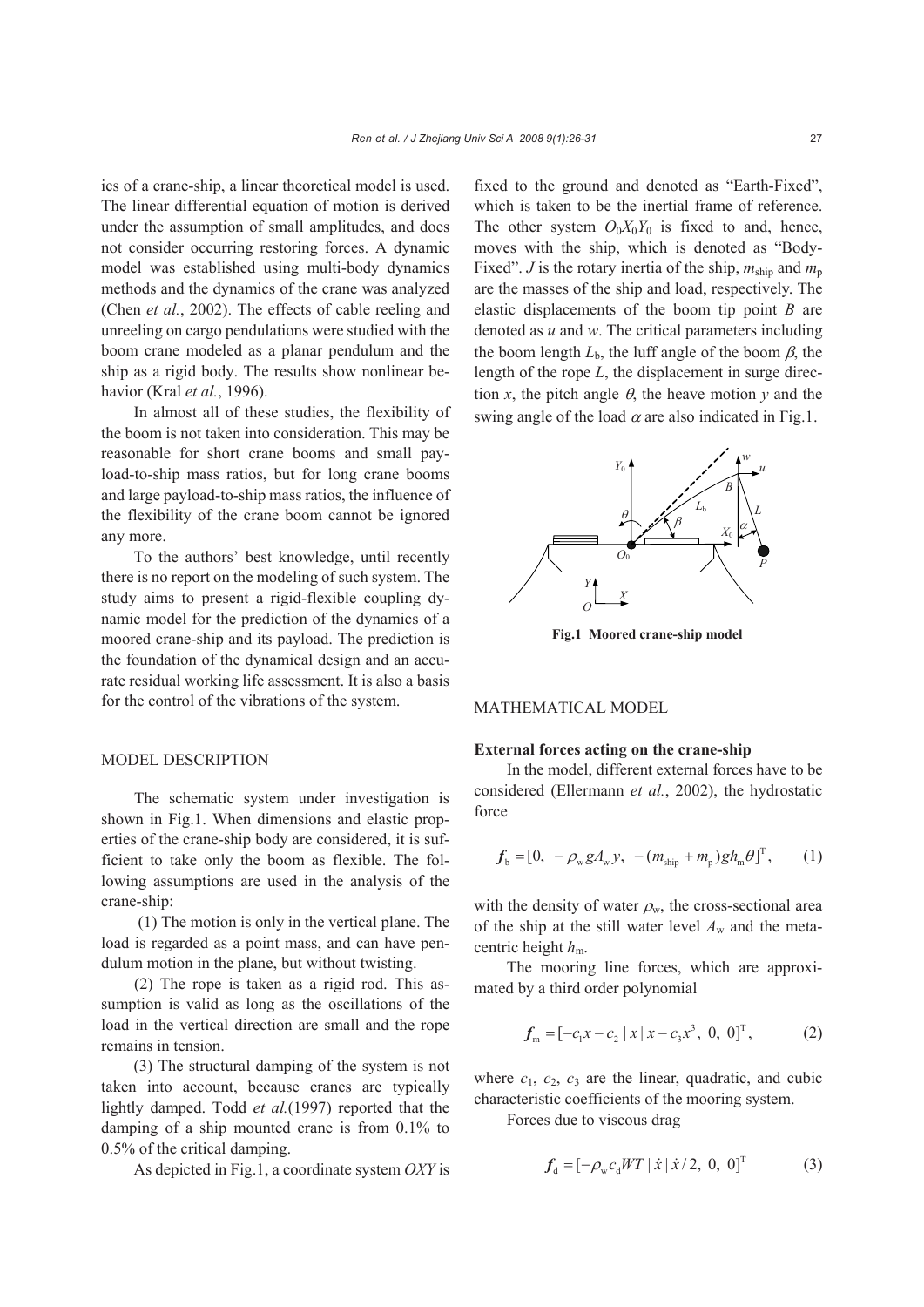ics of a crane-ship, a linear theoretical model is used. The linear differential equation of motion is derived under the assumption of small amplitudes, and does not consider occurring restoring forces. A dynamic model was established using multi-body dynamics methods and the dynamics of the crane was analyzed (Chen *et al.*, 2002). The effects of cable reeling and unreeling on cargo pendulations were studied with the boom crane modeled as a planar pendulum and the ship as a rigid body. The results show nonlinear behavior (Kral *et al.*, 1996).

In almost all of these studies, the flexibility of the boom is not taken into consideration. This may be reasonable for short crane booms and small payload-to-ship mass ratios, but for long crane booms and large payload-to-ship mass ratios, the influence of the flexibility of the crane boom cannot be ignored any more.

To the authors' best knowledge, until recently there is no report on the modeling of such system. The study aims to present a rigid-flexible coupling dynamic model for the prediction of the dynamics of a moored crane-ship and its payload. The prediction is the foundation of the dynamical design and an accurate residual working life assessment. It is also a basis for the control of the vibrations of the system.

## MODEL DESCRIPTION

The schematic system under investigation is shown in Fig.1. When dimensions and elastic properties of the crane-ship body are considered, it is sufficient to take only the boom as flexible. The following assumptions are used in the analysis of the crane-ship:

(1) The motion is only in the vertical plane. The load is regarded as a point mass, and can have pendulum motion in the plane, but without twisting.

(2) The rope is taken as a rigid rod. This assumption is valid as long as the oscillations of the load in the vertical direction are small and the rope remains in tension.

(3) The structural damping of the system is not taken into account, because cranes are typically lightly damped. Todd *et al.*(1997) reported that the damping of a ship mounted crane is from 0.1% to 0.5% of the critical damping.

As depicted in Fig.1, a coordinate system $OXY$ is fixed to the ground and denoted as "Earth-Fixed", which is taken to be the inertial frame of reference. The other system $O_0X_0Y_0$ is fixed to and, hence, moves with the ship, which is denoted as "Body-Fixed". $J$ is the rotary inertia of the ship, $m_{\rm ship}$ and $m_{\rm p}$ are the masses of the ship and load, respectively. The elastic displacements of the boom tip point $B$ are denoted as $u$ and $w$. The critical parameters including the boom length $L_{\rm b}$, the luff angle of the boom $\beta$, the length of the rope $L$, the displacement in surge direction $x$, the pitch angle $\theta$, the heave motion $y$ and the swing angle of the load $\alpha$ are also indicated in Fig.1.

**Fig.1 Moored crane-ship model**

## MATHEMATICAL MODEL

### External forces acting on the crane-ship

In the model, different external forces have to be considered (Ellermann *et al.*, 2002), the hydrostatic force

$$\boldsymbol{f}_{\rm b} = [0,\ -\rho_{\rm w} g A_{\rm w} y,\ -(m_{\rm ship} + m_{\rm p}) g h_{\rm m} \theta]^{\rm T}, \qquad (1)$$

with the density of water $\rho_{\rm w}$, the cross-sectional area of the ship at the still water level $A_{\rm w}$ and the metacentric height $h_{\rm m}$.

The mooring line forces, which are approximated by a third order polynomial

$$\boldsymbol{f}_{\rm m} = [-c_1 x - c_2 \,|\, x \,|\, x - c_3 x^3,\ 0,\ 0]^{\rm T}, \qquad (2)$$

where $c_1$, $c_2$, $c_3$ are the linear, quadratic, and cubic characteristic coefficients of the mooring system.

Forces due to viscous drag

$$\boldsymbol{f}_{\rm d} = [-\rho_{\rm w} c_{\rm d} W T \,|\, \dot{x} \,|\, \dot{x} / 2,\ 0,\ 0]^{\rm T} \qquad (3)$$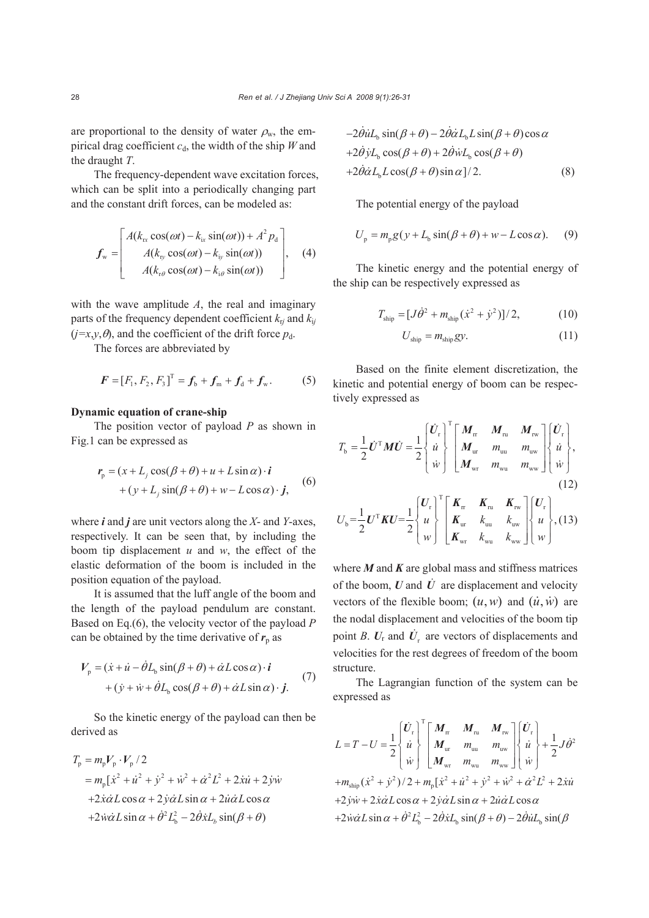are proportional to the density of water $\rho_w$, the empirical drag coefficient $c_d$, the width of the ship $W$ and the draught $T$.

The frequency-dependent wave excitation forces, which can be split into a periodically changing part and the constant drift forces, can be modeled as:

$$\boldsymbol{f}_w = \begin{bmatrix} A(k_{rx}\cos(\omega t) - k_{ix}\sin(\omega t)) + A^2 p_d \\ A(k_{ry}\cos(\omega t) - k_{iy}\sin(\omega t)) \\ A(k_{r\theta}\cos(\omega t) - k_{i\theta}\sin(\omega t)) \end{bmatrix}, \quad (4)$$

with the wave amplitude $A$, the real and imaginary parts of the frequency dependent coefficient $k_{rj}$ and $k_{ij}$ ($j$=$x$,$y$,$\theta$), and the coefficient of the drift force $p_d$.

The forces are abbreviated by

$$\boldsymbol{F} = [F_1, F_2, F_3]^T = \boldsymbol{f}_b + \boldsymbol{f}_m + \boldsymbol{f}_d + \boldsymbol{f}_w. \quad (5)$$

**Dynamic equation of crane-ship**

The position vector of payload $P$ as shown in Fig.1 can be expressed as

$$\begin{aligned} \boldsymbol{r}_p &= (x + L_j\cos(\beta+\theta) + u + L\sin\alpha)\cdot \boldsymbol{i} \\ &\quad + (y + L_j\sin(\beta+\theta) + w - L\cos\alpha)\cdot \boldsymbol{j}, \end{aligned} \quad (6)$$

where $\boldsymbol{i}$ and $\boldsymbol{j}$ are unit vectors along the $X$- and $Y$-axes, respectively. It can be seen that, by including the boom tip displacement $u$ and $w$, the effect of the elastic deformation of the boom is included in the position equation of the payload.

It is assumed that the luff angle of the boom and the length of the payload pendulum are constant. Based on Eq.(6), the velocity vector of the payload $P$ can be obtained by the time derivative of $\boldsymbol{r}_p$ as

$$\begin{aligned} \boldsymbol{V}_p &= (\dot{x} + \dot{u} - \dot{\theta}L_b\sin(\beta+\theta) + \dot{\alpha}L\cos\alpha)\cdot \boldsymbol{i} \\ &\quad + (\dot{y} + \dot{w} + \dot{\theta}L_b\cos(\beta+\theta) + \dot{\alpha}L\sin\alpha)\cdot \boldsymbol{j}. \end{aligned} \quad (7)$$

So the kinetic energy of the payload can then be derived as

$$\begin{aligned} T_p &= m_p \boldsymbol{V}_p \cdot \boldsymbol{V}_p / 2 \\ &= m_p[\dot{x}^2 + \dot{u}^2 + \dot{y}^2 + \dot{w}^2 + \dot{\alpha}^2L^2 + 2\dot{x}\dot{u} + 2\dot{y}\dot{w} \\ &\quad + 2\dot{x}\dot{\alpha}L\cos\alpha + 2\dot{y}\dot{\alpha}L\sin\alpha + 2\dot{u}\dot{\alpha}L\cos\alpha \\ &\quad + 2\dot{w}\dot{\alpha}L\sin\alpha + \dot{\theta}^2L_b^2 - 2\dot{\theta}\dot{x}L_b\sin(\beta+\theta) \\ &\quad - 2\dot{\theta}\dot{u}L_b\sin(\beta+\theta) - 2\dot{\theta}\dot{\alpha}L_bL\sin(\beta+\theta)\cos\alpha \\ &\quad + 2\dot{\theta}\dot{y}L_b\cos(\beta+\theta) + 2\dot{\theta}\dot{w}L_b\cos(\beta+\theta) \\ &\quad + 2\dot{\theta}\dot{\alpha}L_bL\cos(\beta+\theta)\sin\alpha]/2. \end{aligned} \quad (8)$$

The potential energy of the payload

$$U_p = m_p g(y + L_b\sin(\beta+\theta) + w - L\cos\alpha). \quad (9)$$

The kinetic energy and the potential energy of the ship can be respectively expressed as

$$T_{ship} = [J\dot{\theta}^2 + m_{ship}(\dot{x}^2 + \dot{y}^2)]/2, \quad (10)$$

$$U_{ship} = m_{ship}gy. \quad (11)$$

Based on the finite element discretization, the kinetic and potential energy of boom can be respectively expressed as

$$T_b = \frac{1}{2}\dot{\boldsymbol{U}}^T\boldsymbol{M}\dot{\boldsymbol{U}} = \frac{1}{2}\begin{Bmatrix} \dot{\boldsymbol{U}}_r \\ \dot{u} \\ \dot{w} \end{Bmatrix}^T \begin{bmatrix} \boldsymbol{M}_{rr} & \boldsymbol{M}_{ru} & \boldsymbol{M}_{rw} \\ \boldsymbol{M}_{ur} & m_{uu} & m_{uw} \\ \boldsymbol{M}_{wr} & m_{wu} & m_{ww} \end{bmatrix} \begin{Bmatrix} \dot{\boldsymbol{U}}_r \\ \dot{u} \\ \dot{w} \end{Bmatrix}, \quad (12)$$

$$U_b = \frac{1}{2}\boldsymbol{U}^T\boldsymbol{K}\boldsymbol{U} = \frac{1}{2}\begin{Bmatrix} \boldsymbol{U}_r \\ u \\ w \end{Bmatrix}^T \begin{bmatrix} \boldsymbol{K}_{rr} & \boldsymbol{K}_{ru} & \boldsymbol{K}_{rw} \\ \boldsymbol{K}_{ur} & k_{uu} & k_{uw} \\ \boldsymbol{K}_{wr} & k_{wu} & k_{ww} \end{bmatrix} \begin{Bmatrix} \boldsymbol{U}_r \\ u \\ w \end{Bmatrix}, \quad (13)$$

where $\boldsymbol{M}$ and $\boldsymbol{K}$ are global mass and stiffness matrices of the boom, $\boldsymbol{U}$ and $\dot{\boldsymbol{U}}$ are displacement and velocity vectors of the flexible boom; $(u, w)$ and $(\dot{u}, \dot{w})$ are the nodal displacement and velocities of the boom tip point $B$. $\boldsymbol{U}_r$ and $\dot{\boldsymbol{U}}_r$ are vectors of displacements and velocities for the rest degrees of freedom of the boom structure.

The Lagrangian function of the system can be expressed as

$$\begin{aligned} L &= T - U = \frac{1}{2}\begin{Bmatrix} \dot{\boldsymbol{U}}_r \\ \dot{u} \\ \dot{w} \end{Bmatrix}^T \begin{bmatrix} \boldsymbol{M}_{rr} & \boldsymbol{M}_{ru} & \boldsymbol{M}_{rw} \\ \boldsymbol{M}_{ur} & m_{uu} & m_{uw} \\ \boldsymbol{M}_{wr} & m_{wu} & m_{ww} \end{bmatrix} \begin{Bmatrix} \dot{\boldsymbol{U}}_r \\ \dot{u} \\ \dot{w} \end{Bmatrix} + \frac{1}{2}J\dot{\theta}^2 \\ &\quad + m_{ship}(\dot{x}^2 + \dot{y}^2)/2 + m_p[\dot{x}^2 + \dot{u}^2 + \dot{y}^2 + \dot{w}^2 + \dot{\alpha}^2L^2 + 2\dot{x}\dot{u} \\ &\quad + 2\dot{y}\dot{w} + 2\dot{x}\dot{\alpha}L\cos\alpha + 2\dot{y}\dot{\alpha}L\sin\alpha + 2\dot{u}\dot{\alpha}L\cos\alpha \\ &\quad + 2\dot{w}\dot{\alpha}L\sin\alpha + \dot{\theta}^2L_b^2 - 2\dot{\theta}\dot{x}L_b\sin(\beta+\theta) - 2\dot{\theta}\dot{u}L_b\sin(\beta \end{aligned}$$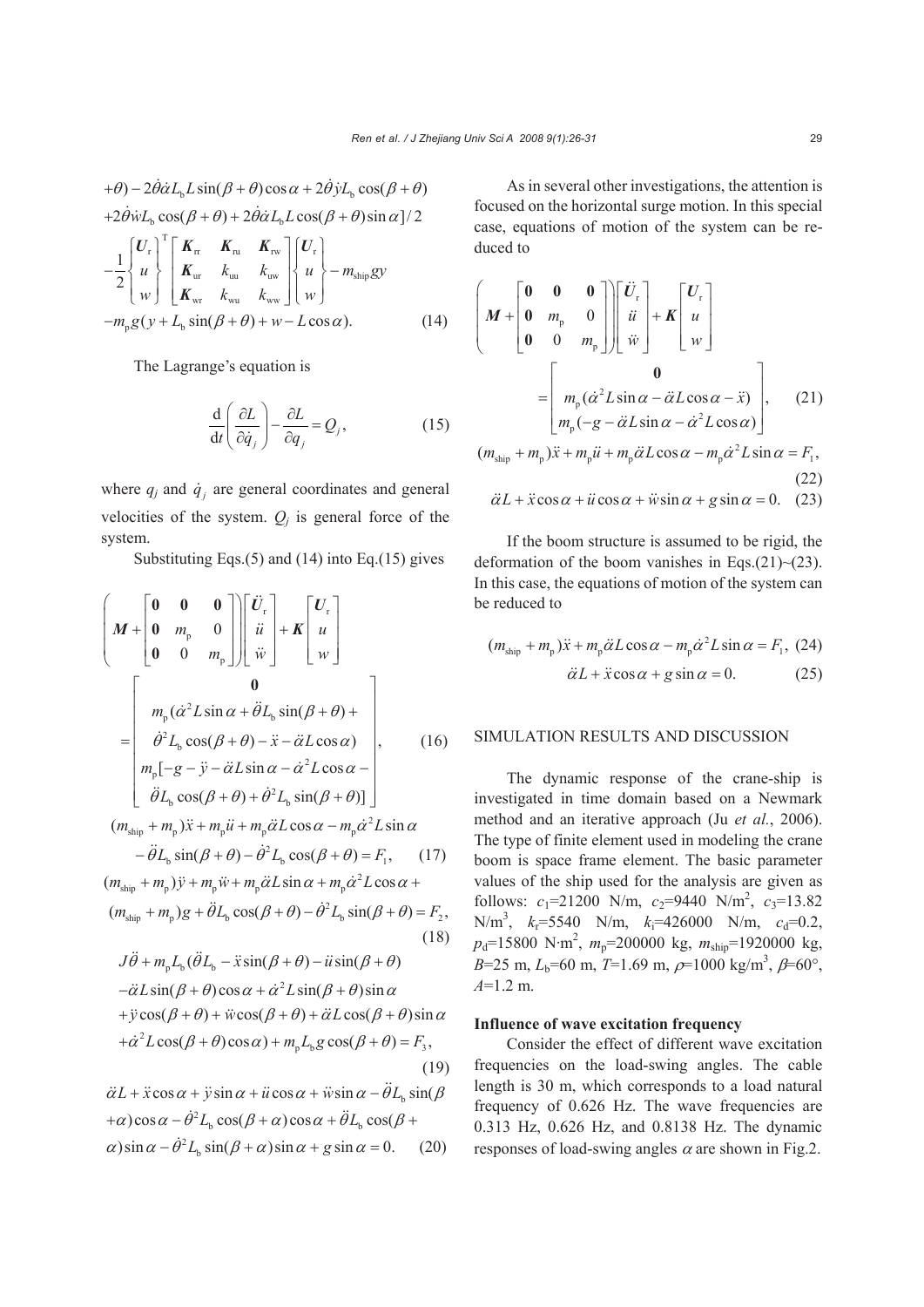$$+\theta) - 2\dot{\theta}\dot{\alpha}L_{\mathrm{b}}L\sin(\beta+\theta)\cos\alpha + 2\dot{\theta}\dot{y}L_{\mathrm{b}}\cos(\beta+\theta)$$
$$+2\dot{\theta}\dot{w}L_{\mathrm{b}}\cos(\beta+\theta) + 2\dot{\theta}\dot{\alpha}L_{\mathrm{b}}L\cos(\beta+\theta)\sin\alpha]/2$$
$$-\frac{1}{2}\begin{Bmatrix} \boldsymbol{U}_{\mathrm{r}} \\ u \\ w \end{Bmatrix}^{\mathrm{T}} \begin{bmatrix} \boldsymbol{K}_{\mathrm{rr}} & \boldsymbol{K}_{\mathrm{ru}} & \boldsymbol{K}_{\mathrm{rw}} \\ \boldsymbol{K}_{\mathrm{ur}} & k_{\mathrm{uu}} & k_{\mathrm{uw}} \\ \boldsymbol{K}_{\mathrm{wr}} & k_{\mathrm{wu}} & k_{\mathrm{ww}} \end{bmatrix} \begin{Bmatrix} \boldsymbol{U}_{\mathrm{r}} \\ u \\ w \end{Bmatrix} - m_{\mathrm{ship}}gy$$
$$-m_{\mathrm{p}}g(y + L_{\mathrm{b}}\sin(\beta+\theta) + w - L\cos\alpha). \tag{14}$$

The Lagrange's equation is

$$\frac{\mathrm{d}}{\mathrm{d}t}\left(\frac{\partial L}{\partial \dot{q}_j}\right) - \frac{\partial L}{\partial q_j} = Q_j, \tag{15}$$

where $q_j$ and $\dot{q}_j$ are general coordinates and general velocities of the system. $Q_j$ is general force of the system.

Substituting Eqs.(5) and (14) into Eq.(15) gives

$$\left(\boldsymbol{M} + \begin{bmatrix} \boldsymbol{0} & \boldsymbol{0} & \boldsymbol{0} \\ \boldsymbol{0} & m_{\mathrm{p}} & 0 \\ \boldsymbol{0} & 0 & m_{\mathrm{p}} \end{bmatrix}\right) \begin{bmatrix} \ddot{\boldsymbol{U}}_{\mathrm{r}} \\ \ddot{u} \\ \ddot{w} \end{bmatrix} + \boldsymbol{K} \begin{bmatrix} \boldsymbol{U}_{\mathrm{r}} \\ u \\ w \end{bmatrix}$$
$$= \begin{bmatrix} \boldsymbol{0} \\ m_{\mathrm{p}}(\dot{\alpha}^2 L\sin\alpha + \ddot{\theta}L_{\mathrm{b}}\sin(\beta+\theta) + \\ \dot{\theta}^2 L_{\mathrm{b}}\cos(\beta+\theta) - \ddot{x} - \ddot{\alpha}L\cos\alpha) \\ m_{\mathrm{p}}[-g - \ddot{y} - \ddot{\alpha}L\sin\alpha - \dot{\alpha}^2 L\cos\alpha - \\ \ddot{\theta}L_{\mathrm{b}}\cos(\beta+\theta) + \dot{\theta}^2 L_{\mathrm{b}}\sin(\beta+\theta)] \end{bmatrix}, \tag{16}$$

$$(m_{\mathrm{ship}} + m_{\mathrm{p}})\ddot{x} + m_{\mathrm{p}}\ddot{u} + m_{\mathrm{p}}\ddot{\alpha}L\cos\alpha - m_{\mathrm{p}}\dot{\alpha}^2 L\sin\alpha$$
$$-\ddot{\theta}L_{\mathrm{b}}\sin(\beta+\theta) - \dot{\theta}^2 L_{\mathrm{b}}\cos(\beta+\theta) = F_1, \tag{17}$$

$$(m_{\mathrm{ship}} + m_{\mathrm{p}})\ddot{y} + m_{\mathrm{p}}\ddot{w} + m_{\mathrm{p}}\ddot{\alpha}L\sin\alpha + m_{\mathrm{p}}\dot{\alpha}^2 L\cos\alpha +$$
$$(m_{\mathrm{ship}} + m_{\mathrm{p}})g + \ddot{\theta}L_{\mathrm{b}}\cos(\beta+\theta) - \dot{\theta}^2 L_{\mathrm{b}}\sin(\beta+\theta) = F_2, \tag{18}$$

$$J\ddot{\theta} + m_{\mathrm{p}}L_{\mathrm{b}}(\ddot{\theta}L_{\mathrm{b}} - \ddot{x}\sin(\beta+\theta) - \ddot{u}\sin(\beta+\theta)$$
$$-\ddot{\alpha}L\sin(\beta+\theta)\cos\alpha + \dot{\alpha}^2 L\sin(\beta+\theta)\sin\alpha$$
$$+\ddot{y}\cos(\beta+\theta) + \ddot{w}\cos(\beta+\theta) + \ddot{\alpha}L\cos(\beta+\theta)\sin\alpha$$
$$+\dot{\alpha}^2 L\cos(\beta+\theta)\cos\alpha) + m_{\mathrm{p}}L_{\mathrm{b}}g\cos(\beta+\theta) = F_3, \tag{19}$$

$$\ddot{\alpha}L + \ddot{x}\cos\alpha + \ddot{y}\sin\alpha + \ddot{u}\cos\alpha + \ddot{w}\sin\alpha - \ddot{\theta}L_{\mathrm{b}}\sin(\beta$$
$$+\alpha)\cos\alpha - \dot{\theta}^2 L_{\mathrm{b}}\cos(\beta+\alpha)\cos\alpha + \ddot{\theta}L_{\mathrm{b}}\cos(\beta+$$
$$\alpha)\sin\alpha - \dot{\theta}^2 L_{\mathrm{b}}\sin(\beta+\alpha)\sin\alpha + g\sin\alpha = 0. \tag{20}$$

As in several other investigations, the attention is focused on the horizontal surge motion. In this special case, equations of motion of the system can be reduced to

$$\left(\boldsymbol{M} + \begin{bmatrix} \boldsymbol{0} & \boldsymbol{0} & \boldsymbol{0} \\ \boldsymbol{0} & m_{\mathrm{p}} & 0 \\ \boldsymbol{0} & 0 & m_{\mathrm{p}} \end{bmatrix}\right) \begin{bmatrix} \ddot{\boldsymbol{U}}_{\mathrm{r}} \\ \ddot{u} \\ \ddot{w} \end{bmatrix} + \boldsymbol{K} \begin{bmatrix} \boldsymbol{U}_{\mathrm{r}} \\ u \\ w \end{bmatrix}$$
$$= \begin{bmatrix} \boldsymbol{0} \\ m_{\mathrm{p}}(\dot{\alpha}^2 L\sin\alpha - \ddot{\alpha}L\cos\alpha - \ddot{x}) \\ m_{\mathrm{p}}(-g - \ddot{\alpha}L\sin\alpha - \dot{\alpha}^2 L\cos\alpha) \end{bmatrix}, \tag{21}$$

$$(m_{\mathrm{ship}} + m_{\mathrm{p}})\ddot{x} + m_{\mathrm{p}}\ddot{u} + m_{\mathrm{p}}\ddot{\alpha}L\cos\alpha - m_{\mathrm{p}}\dot{\alpha}^2 L\sin\alpha = F_1, \tag{22}$$

$$\ddot{\alpha}L + \ddot{x}\cos\alpha + \ddot{u}\cos\alpha + \ddot{w}\sin\alpha + g\sin\alpha = 0. \tag{23}$$

If the boom structure is assumed to be rigid, the deformation of the boom vanishes in Eqs.(21)~(23). In this case, the equations of motion of the system can be reduced to

$$(m_{\mathrm{ship}} + m_{\mathrm{p}})\ddot{x} + m_{\mathrm{p}}\ddot{\alpha}L\cos\alpha - m_{\mathrm{p}}\dot{\alpha}^2 L\sin\alpha = F_1, \tag{24}$$

$$\ddot{\alpha}L + \ddot{x}\cos\alpha + g\sin\alpha = 0. \tag{25}$$

## SIMULATION RESULTS AND DISCUSSION

The dynamic response of the crane-ship is investigated in time domain based on a Newmark method and an iterative approach (Ju *et al.*, 2006). The type of finite element used in modeling the crane boom is space frame element. The basic parameter values of the ship used for the analysis are given as follows: $c_1$=21200 N/m, $c_2$=9440 N/m$^2$, $c_3$=13.82 N/m$^3$, $k_r$=5540 N/m, $k_i$=426000 N/m, $c_d$=0.2, $p_d$=15800 N·m$^2$, $m_p$=200000 kg, $m_{\mathrm{ship}}$=1920000 kg, $B$=25 m, $L_b$=60 m, $T$=1.69 m, $\rho$=1000 kg/m$^3$, $\beta$=60°, $A$=1.2 m.

### Influence of wave excitation frequency

Consider the effect of different wave excitation frequencies on the load-swing angles. The cable length is 30 m, which corresponds to a load natural frequency of 0.626 Hz. The wave frequencies are 0.313 Hz, 0.626 Hz, and 0.8138 Hz. The dynamic responses of load-swing angles $\alpha$ are shown in Fig.2.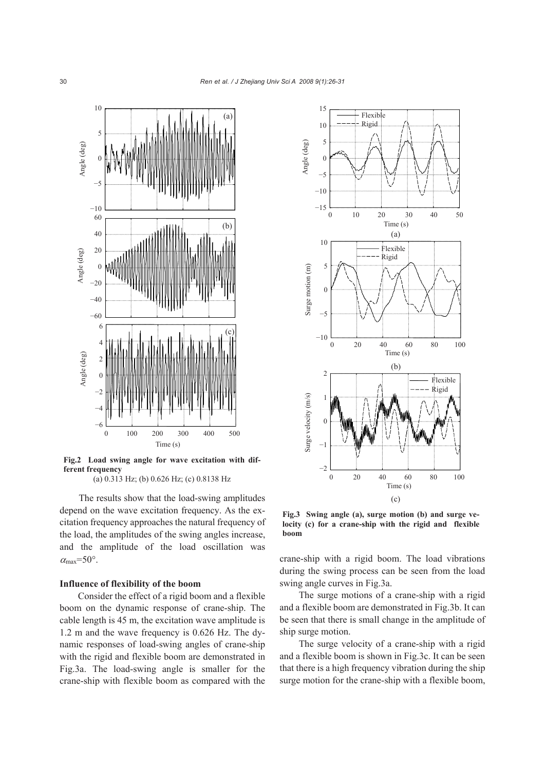**Fig.2 Load swing angle for wave excitation with different frequency**
(a) 0.313 Hz; (b) 0.626 Hz; (c) 0.8138 Hz

The results show that the load-swing amplitudes depend on the wave excitation frequency. As the excitation frequency approaches the natural frequency of the load, the amplitudes of the swing angles increase, and the amplitude of the load oscillation was $\alpha_{max}$=50°.

### Influence of flexibility of the boom

Consider the effect of a rigid boom and a flexible boom on the dynamic response of crane-ship. The cable length is 45 m, the excitation wave amplitude is 1.2 m and the wave frequency is 0.626 Hz. The dynamic responses of load-swing angles of crane-ship with the rigid and flexible boom are demonstrated in Fig.3a. The load-swing angle is smaller for the crane-ship with flexible boom as compared with the crane-ship with a rigid boom. The load vibrations during the swing process can be seen from the load swing angle curves in Fig.3a.

**Fig.3 Swing angle (a), surge motion (b) and surge velocity (c) for a crane-ship with the rigid and flexible boom**

The surge motions of a crane-ship with a rigid and a flexible boom are demonstrated in Fig.3b. It can be seen that there is small change in the amplitude of ship surge motion.

The surge velocity of a crane-ship with a rigid and a flexible boom is shown in Fig.3c. It can be seen that there is a high frequency vibration during the ship surge motion for the crane-ship with a flexible boom,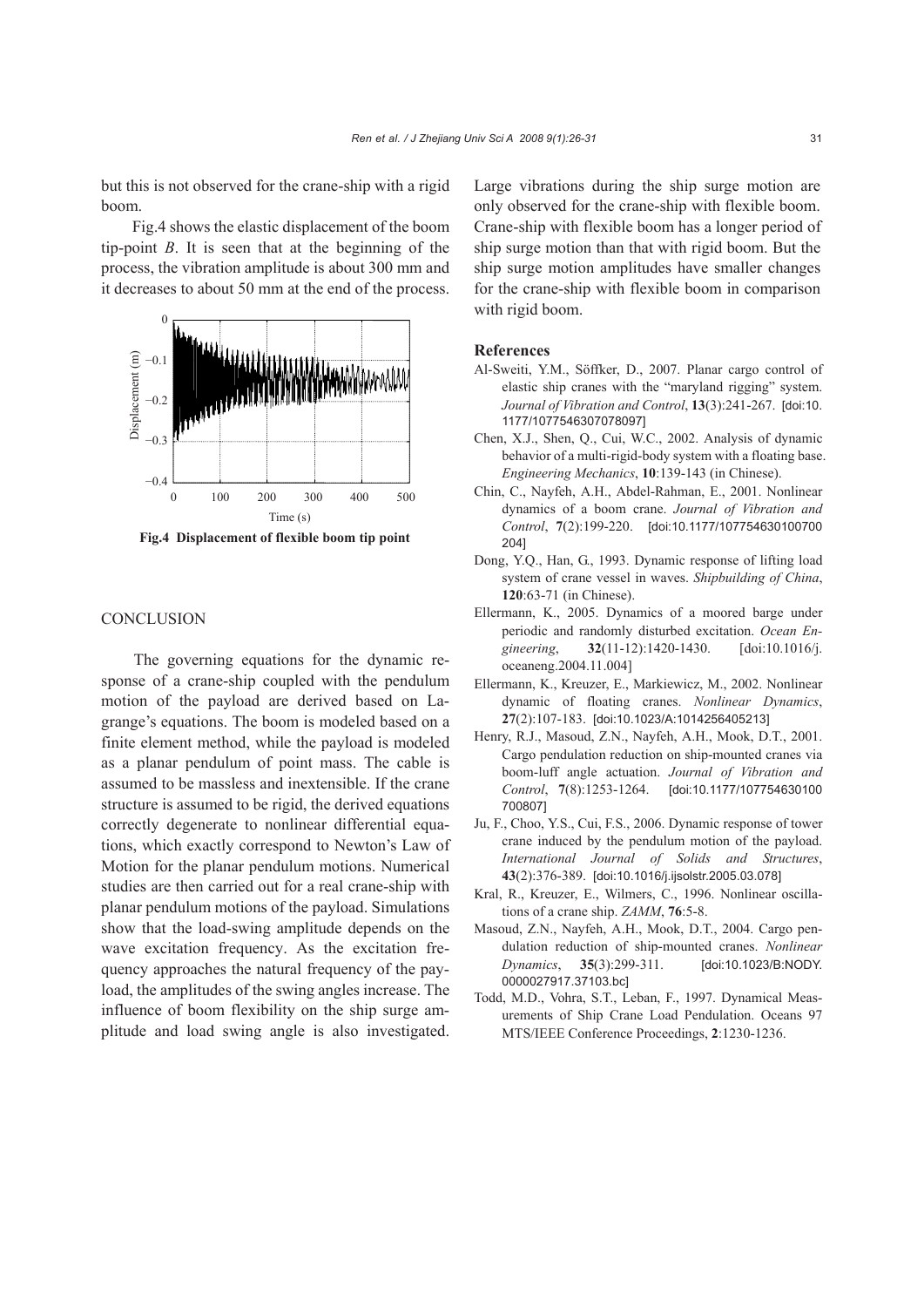but this is not observed for the crane-ship with a rigid boom.

Fig.4 shows the elastic displacement of the boom tip-point *B*. It is seen that at the beginning of the process, the vibration amplitude is about 300 mm and it decreases to about 50 mm at the end of the process.

0
−0.1
−0.2
−0.3
−0.4
Displacement (m)
0
100
200
300
400
500
Time (s)

**Fig.4 Displacement of flexible boom tip point**

## CONCLUSION

The governing equations for the dynamic response of a crane-ship coupled with the pendulum motion of the payload are derived based on Lagrange's equations. The boom is modeled based on a finite element method, while the payload is modeled as a planar pendulum of point mass. The cable is assumed to be massless and inextensible. If the crane structure is assumed to be rigid, the derived equations correctly degenerate to nonlinear differential equations, which exactly correspond to Newton's Law of Motion for the planar pendulum motions. Numerical studies are then carried out for a real crane-ship with planar pendulum motions of the payload. Simulations show that the load-swing amplitude depends on the wave excitation frequency. As the excitation frequency approaches the natural frequency of the payload, the amplitudes of the swing angles increase. The influence of boom flexibility on the ship surge amplitude and load swing angle is also investigated. Large vibrations during the ship surge motion are only observed for the crane-ship with flexible boom. Crane-ship with flexible boom has a longer period of ship surge motion than that with rigid boom. But the ship surge motion amplitudes have smaller changes for the crane-ship with flexible boom in comparison with rigid boom.

## References

Al-Sweiti, Y.M., Söffker, D., 2007. Planar cargo control of elastic ship cranes with the "maryland rigging" system. *Journal of Vibration and Control*, **13**(3):241-267. [doi:10.1177/1077546307078097]

Chen, X.J., Shen, Q., Cui, W.C., 2002. Analysis of dynamic behavior of a multi-rigid-body system with a floating base. *Engineering Mechanics*, **10**:139-143 (in Chinese).

Chin, C., Nayfeh, A.H., Abdel-Rahman, E., 2001. Nonlinear dynamics of a boom crane. *Journal of Vibration and Control*, **7**(2):199-220. [doi:10.1177/107754630100700204]

Dong, Y.Q., Han, G., 1993. Dynamic response of lifting load system of crane vessel in waves. *Shipbuilding of China*, **120**:63-71 (in Chinese).

Ellermann, K., 2005. Dynamics of a moored barge under periodic and randomly disturbed excitation. *Ocean Engineering*, **32**(11-12):1420-1430. [doi:10.1016/j.oceaneng.2004.11.004]

Ellermann, K., Kreuzer, E., Markiewicz, M., 2002. Nonlinear dynamic of floating cranes. *Nonlinear Dynamics*, **27**(2):107-183. [doi:10.1023/A:1014256405213]

Henry, R.J., Masoud, Z.N., Nayfeh, A.H., Mook, D.T., 2001. Cargo pendulation reduction on ship-mounted cranes via boom-luff angle actuation. *Journal of Vibration and Control*, **7**(8):1253-1264. [doi:10.1177/107754630100700807]

Ju, F., Choo, Y.S., Cui, F.S., 2006. Dynamic response of tower crane induced by the pendulum motion of the payload. *International Journal of Solids and Structures*, **43**(2):376-389. [doi:10.1016/j.ijsolstr.2005.03.078]

Kral, R., Kreuzer, E., Wilmers, C., 1996. Nonlinear oscillations of a crane ship. *ZAMM*, **76**:5-8.

Masoud, Z.N., Nayfeh, A.H., Mook, D.T., 2004. Cargo pendulation reduction of ship-mounted cranes. *Nonlinear Dynamics*, **35**(3):299-311. [doi:10.1023/B:NODY.0000027917.37103.bc]

Todd, M.D., Vohra, S.T., Leban, F., 1997. Dynamical Measurements of Ship Crane Load Pendulation. Oceans 97 MTS/IEEE Conference Proceedings, **2**:1230-1236.